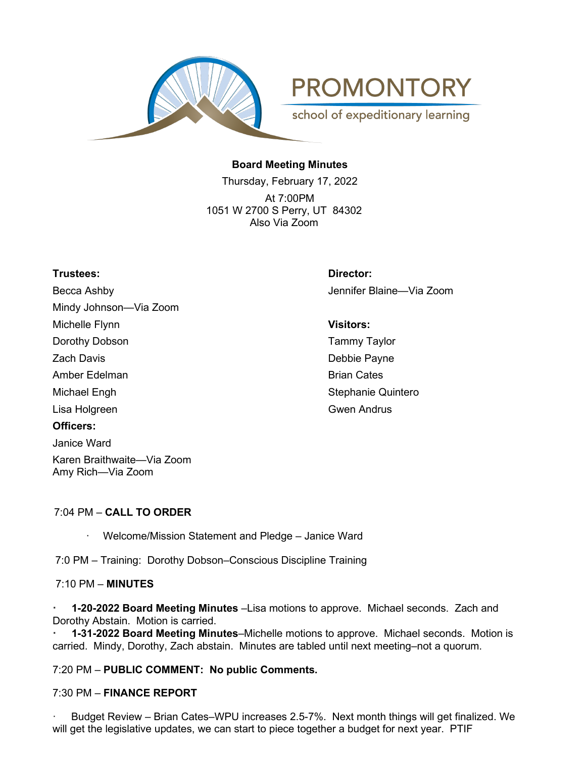PROMONTORY

school of expeditionary learning

**Board Meeting Minutes**

Thursday, February 17, 2022

At 7:00PM

1051 W 2700 S Perry, UT 84302

Also Via Zoom

**Trustees:**

Becca Ashby

Mindy Johnson—Via Zoom

Michelle Flynn

Dorothy Dobson

Zach Davis

Amber Edelman

Michael Engh

Lisa Holgreen

**Officers:**

Janice Ward

Karen Braithwaite—Via Zoom

Amy Rich—Via Zoom

**Director:**

Jennifer Blaine—Via Zoom

**Visitors:**

Tammy Taylor

Debbie Payne

Brian Cates

Stephanie Quintero

Gwen Andrus

7:04 PM – **CALL TO ORDER**

- Welcome/Mission Statement and Pledge – Janice Ward

7:0 PM – Training: Dorothy Dobson–Conscious Discipline Training

7:10 PM – **MINUTES**

- **1-20-2022 Board Meeting Minutes** –Lisa motions to approve. Michael seconds. Zach and Dorothy Abstain. Motion is carried.
- **1-31-2022 Board Meeting Minutes**–Michelle motions to approve. Michael seconds. Motion is carried. Mindy, Dorothy, Zach abstain. Minutes are tabled until next meeting–not a quorum.

7:20 PM – **PUBLIC COMMENT: No public Comments.**

7:30 PM – **FINANCE REPORT**

- Budget Review – Brian Cates–WPU increases 2.5-7%. Next month things will get finalized. We will get the legislative updates, we can start to piece together a budget for next year. PTIF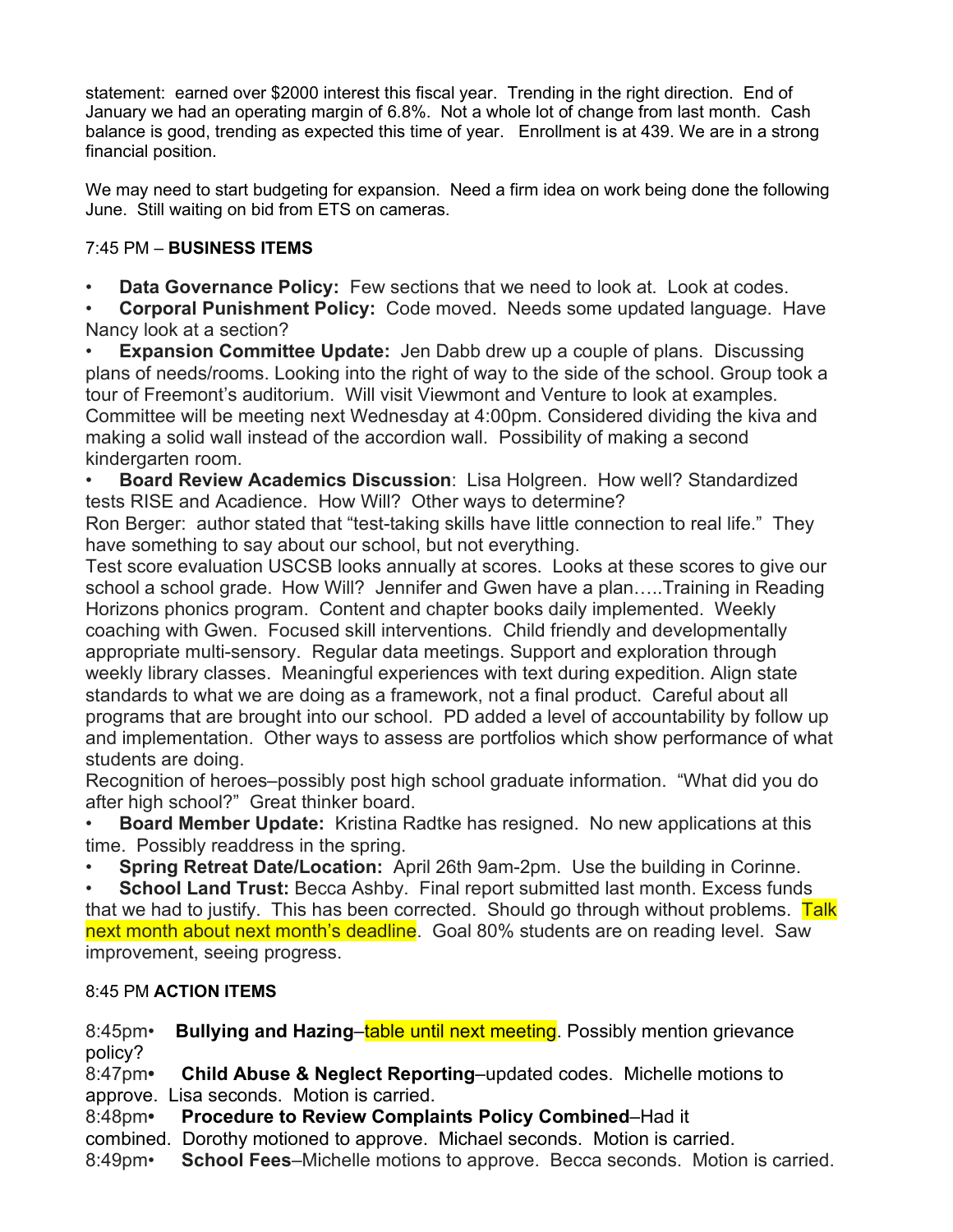statement: earned over $2000 interest this fiscal year. Trending in the right direction. End of January we had an operating margin of 6.8%. Not a whole lot of change from last month. Cash balance is good, trending as expected this time of year. Enrollment is at 439. We are in a strong financial position.

We may need to start budgeting for expansion. Need a firm idea on work being done the following June. Still waiting on bid from ETS on cameras.

7:45 PM – **BUSINESS ITEMS**

- **Data Governance Policy:** Few sections that we need to look at. Look at codes.
- **Corporal Punishment Policy:** Code moved. Needs some updated language. Have Nancy look at a section?
- **Expansion Committee Update:** Jen Dabb drew up a couple of plans. Discussing plans of needs/rooms. Looking into the right of way to the side of the school. Group took a tour of Freemont's auditorium. Will visit Viewmont and Venture to look at examples. Committee will be meeting next Wednesday at 4:00pm. Considered dividing the kiva and making a solid wall instead of the accordion wall. Possibility of making a second kindergarten room.
- **Board Review Academics Discussion**: Lisa Holgreen. How well? Standardized tests RISE and Acadience. How Will? Other ways to determine?

Ron Berger: author stated that "test-taking skills have little connection to real life." They have something to say about our school, but not everything.

Test score evaluation USCSB looks annually at scores. Looks at these scores to give our school a school grade. How Will? Jennifer and Gwen have a plan…..Training in Reading Horizons phonics program. Content and chapter books daily implemented. Weekly coaching with Gwen. Focused skill interventions. Child friendly and developmentally appropriate multi-sensory. Regular data meetings. Support and exploration through weekly library classes. Meaningful experiences with text during expedition. Align state standards to what we are doing as a framework, not a final product. Careful about all programs that are brought into our school. PD added a level of accountability by follow up and implementation. Other ways to assess are portfolios which show performance of what students are doing.

Recognition of heroes–possibly post high school graduate information. "What did you do after high school?" Great thinker board.

- **Board Member Update:** Kristina Radtke has resigned. No new applications at this time. Possibly readdress in the spring.
- **Spring Retreat Date/Location:** April 26th 9am-2pm. Use the building in Corinne.
- **School Land Trust:** Becca Ashby. Final report submitted last month. Excess funds that we had to justify. This has been corrected. Should go through without problems. Talk next month about next month's deadline. Goal 80% students are on reading level. Saw improvement, seeing progress.

8:45 PM **ACTION ITEMS**

8:45pm• **Bullying and Hazing**–table until next meeting. Possibly mention grievance policy?

8:47pm• **Child Abuse & Neglect Reporting**–updated codes. Michelle motions to approve. Lisa seconds. Motion is carried.

8:48pm• **Procedure to Review Complaints Policy Combined**–Had it combined. Dorothy motioned to approve. Michael seconds. Motion is carried.

8:49pm• **School Fees**–Michelle motions to approve. Becca seconds. Motion is carried.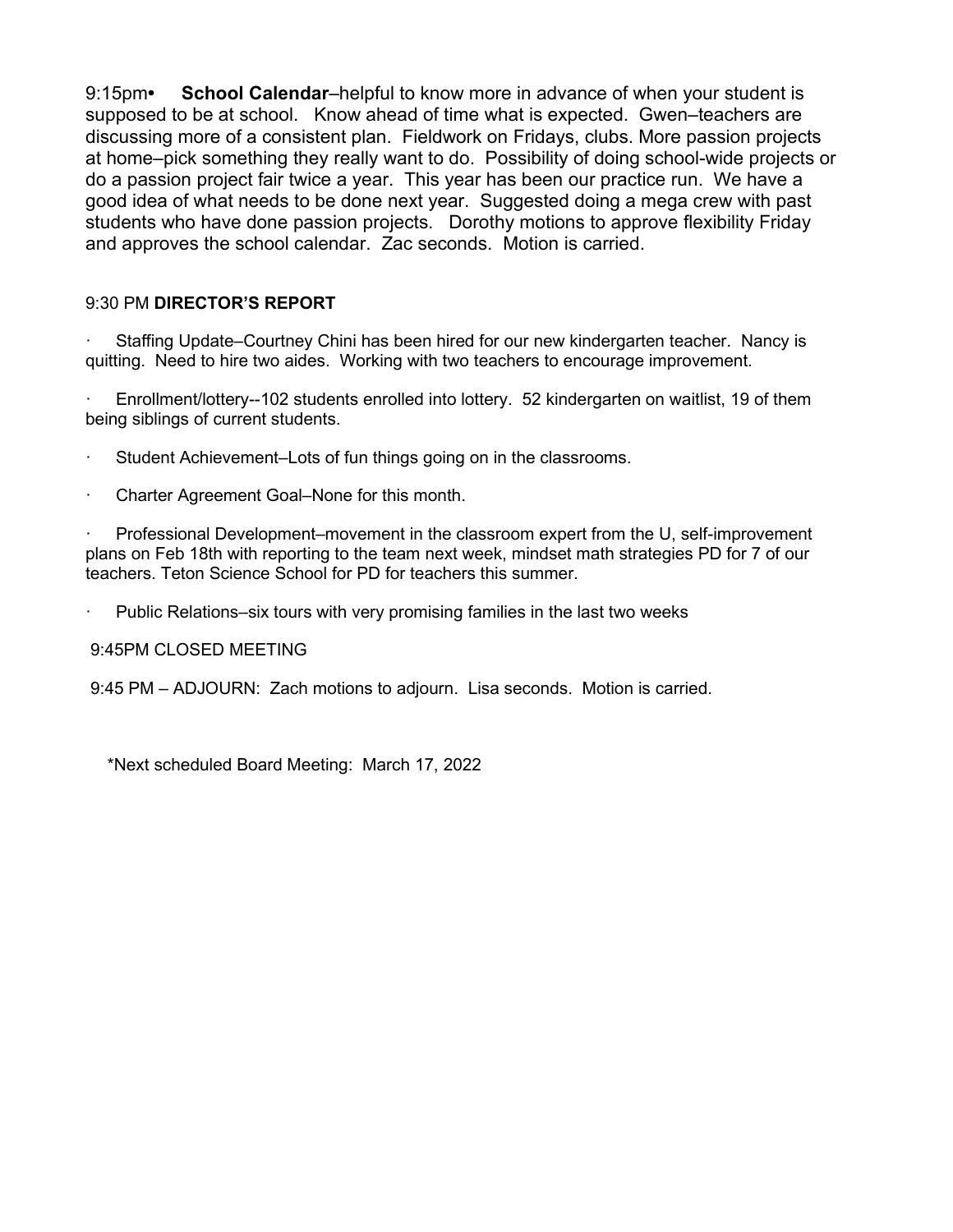9:15pm• **School Calendar**–helpful to know more in advance of when your student is supposed to be at school. Know ahead of time what is expected. Gwen–teachers are discussing more of a consistent plan. Fieldwork on Fridays, clubs. More passion projects at home–pick something they really want to do. Possibility of doing school-wide projects or do a passion project fair twice a year. This year has been our practice run. We have a good idea of what needs to be done next year. Suggested doing a mega crew with past students who have done passion projects. Dorothy motions to approve flexibility Friday and approves the school calendar. Zac seconds. Motion is carried.

9:30 PM **DIRECTOR'S REPORT**

- Staffing Update–Courtney Chini has been hired for our new kindergarten teacher. Nancy is quitting. Need to hire two aides. Working with two teachers to encourage improvement.
- Enrollment/lottery--102 students enrolled into lottery. 52 kindergarten on waitlist, 19 of them being siblings of current students.
- Student Achievement–Lots of fun things going on in the classrooms.
- Charter Agreement Goal–None for this month.
- Professional Development–movement in the classroom expert from the U, self-improvement plans on Feb 18th with reporting to the team next week, mindset math strategies PD for 7 of our teachers. Teton Science School for PD for teachers this summer.
- Public Relations–six tours with very promising families in the last two weeks

9:45PM CLOSED MEETING

9:45 PM – ADJOURN: Zach motions to adjourn. Lisa seconds. Motion is carried.

*Next scheduled Board Meeting: March 17, 2022